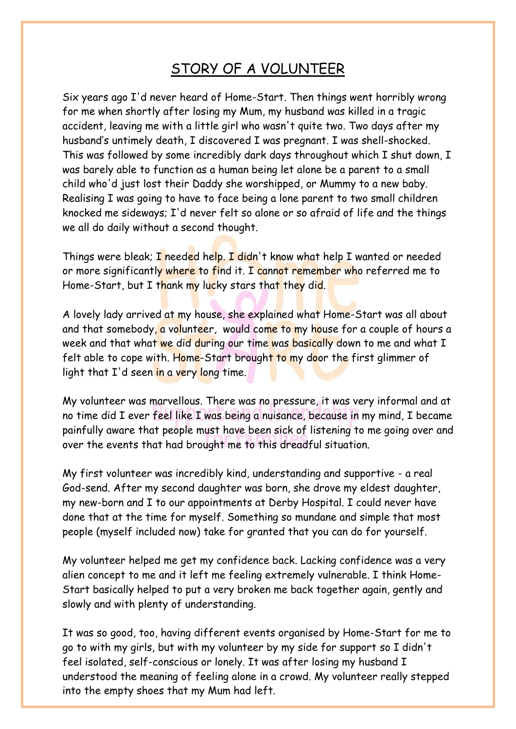# STORY OF A VOLUNTEER

Six years ago I'd never heard of Home-Start. Then things went horribly wrong for me when shortly after losing my Mum, my husband was killed in a tragic accident, leaving me with a little girl who wasn't quite two. Two days after my husband's untimely death, I discovered I was pregnant. I was shell-shocked. This was followed by some incredibly dark days throughout which I shut down, I was barely able to function as a human being let alone be a parent to a small child who'd just lost their Daddy she worshipped, or Mummy to a new baby. Realising I was going to have to face being a lone parent to two small children knocked me sideways; I'd never felt so alone or so afraid of life and the things we all do daily without a second thought.

Things were bleak; I needed help. I didn't know what help I wanted or needed or more significantly where to find it. I cannot remember who referred me to Home-Start, but I thank my lucky stars that they did.

A lovely lady arrived at my house, she explained what Home-Start was all about and that somebody, a volunteer, would come to my house for a couple of hours a week and that what we did during our time was basically down to me and what I felt able to cope with. Home-Start brought to my door the first glimmer of light that I'd seen in a very long time.

My volunteer was marvellous. There was no pressure, it was very informal and at no time did I ever feel like I was being a nuisance, because in my mind, I became painfully aware that people must have been sick of listening to me going over and over the events that had brought me to this dreadful situation.

My first volunteer was incredibly kind, understanding and supportive - a real God-send. After my second daughter was born, she drove my eldest daughter, my new-born and I to our appointments at Derby Hospital. I could never have done that at the time for myself. Something so mundane and simple that most people (myself included now) take for granted that you can do for yourself.

My volunteer helped me get my confidence back. Lacking confidence was a very alien concept to me and it left me feeling extremely vulnerable. I think Home-Start basically helped to put a very broken me back together again, gently and slowly and with plenty of understanding.

It was so good, too, having different events organised by Home-Start for me to go to with my girls, but with my volunteer by my side for support so I didn't feel isolated, self-conscious or lonely. It was after losing my husband I understood the meaning of feeling alone in a crowd. My volunteer really stepped into the empty shoes that my Mum had left.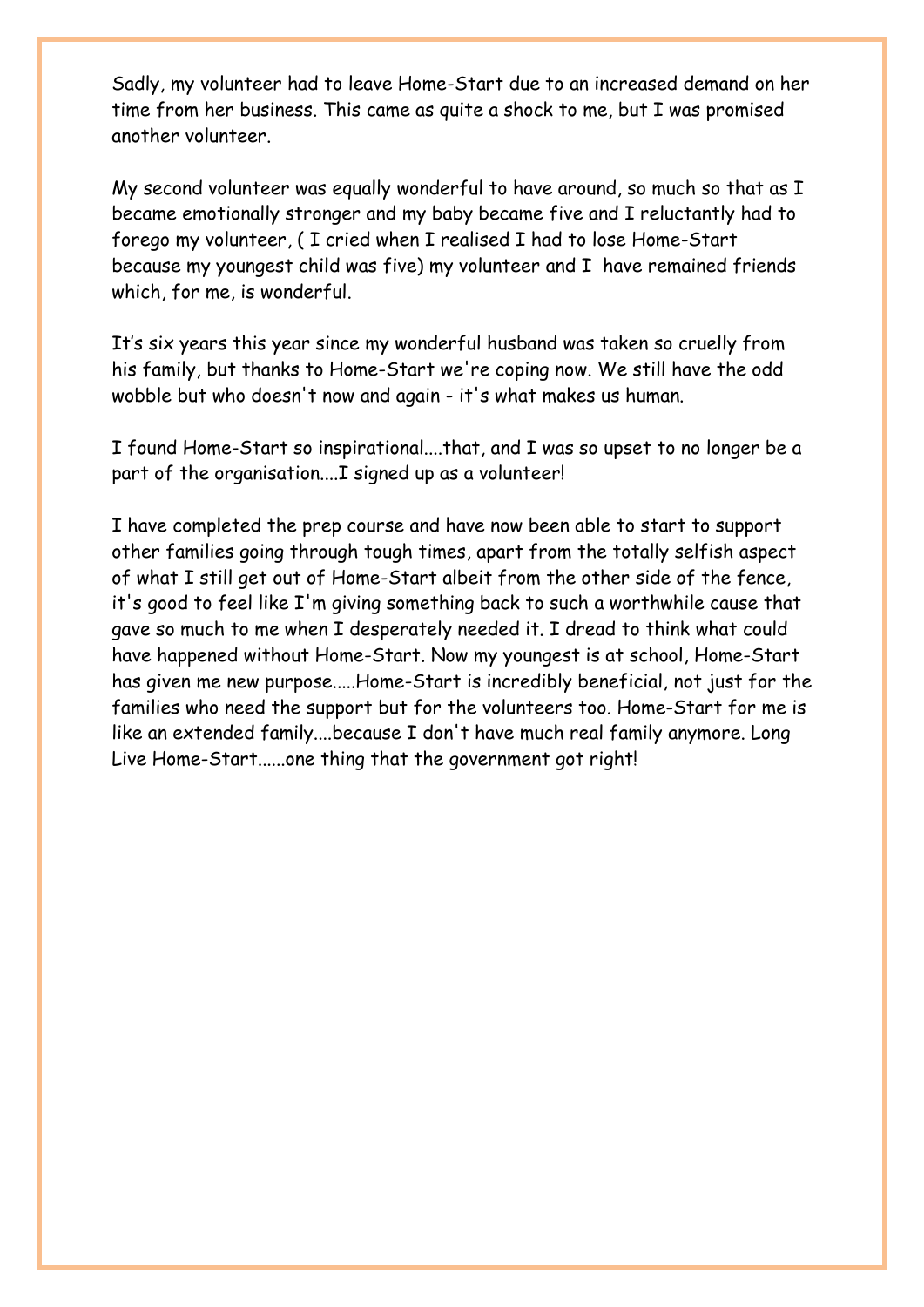Sadly, my volunteer had to leave Home-Start due to an increased demand on her time from her business. This came as quite a shock to me, but I was promised another volunteer.

My second volunteer was equally wonderful to have around, so much so that as I became emotionally stronger and my baby became five and I reluctantly had to forego my volunteer, ( I cried when I realised I had to lose Home-Start because my youngest child was five) my volunteer and I have remained friends which, for me, is wonderful.

It's six years this year since my wonderful husband was taken so cruelly from his family, but thanks to Home-Start we're coping now. We still have the odd wobble but who doesn't now and again - it's what makes us human.

I found Home-Start so inspirational....that, and I was so upset to no longer be a part of the organisation....I signed up as a volunteer!

I have completed the prep course and have now been able to start to support other families going through tough times, apart from the totally selfish aspect of what I still get out of Home-Start albeit from the other side of the fence, it's good to feel like I'm giving something back to such a worthwhile cause that gave so much to me when I desperately needed it. I dread to think what could have happened without Home-Start. Now my youngest is at school, Home-Start has given me new purpose.....Home-Start is incredibly beneficial, not just for the families who need the support but for the volunteers too. Home-Start for me is like an extended family....because I don't have much real family anymore. Long Live Home-Start......one thing that the government got right!